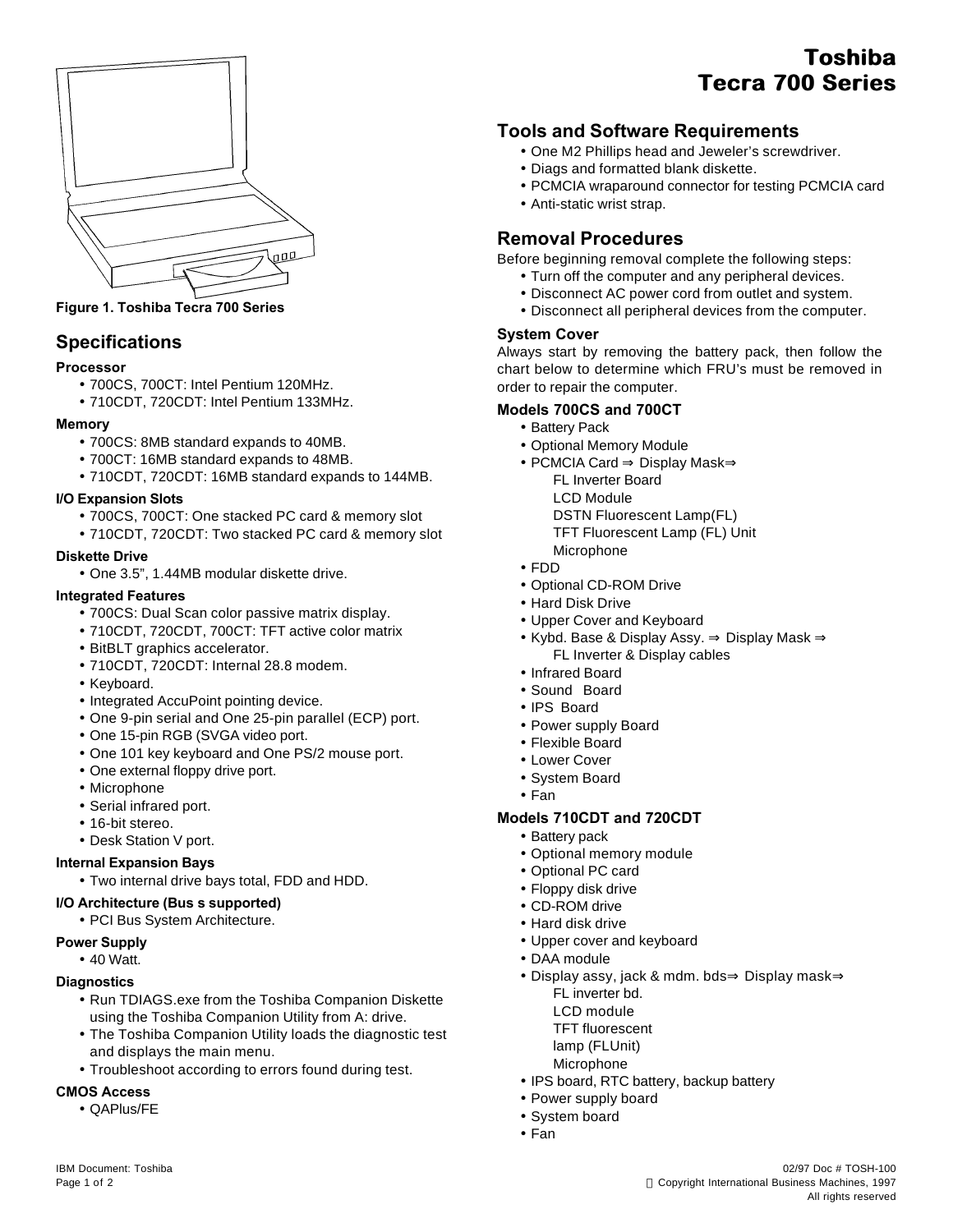# Toshiba Tecra 700 Series

**Figure 1. Toshiba Tecra 700 Series**

## Specifications

### Processor

- 700CS, 700CT: Intel Pentium 120MHz.
- 710CDT, 720CDT: Intel Pentium 133MHz.

### Memory

- 700CS: 8MB standard expands to 40MB.
- 700CT: 16MB standard expands to 48MB.
- 710CDT, 720CDT: 16MB standard expands to 144MB.

### I/O Expansion Slots

- 700CS, 700CT: One stacked PC card & memory slot
- 710CDT, 720CDT: Two stacked PC card & memory slot

### Diskette Drive

- One 3.5", 1.44MB modular diskette drive.

### Integrated Features

- 700CS: Dual Scan color passive matrix display.
- 710CDT, 720CDT, 700CT: TFT active color matrix
- BitBLT graphics accelerator.
- 710CDT, 720CDT: Internal 28.8 modem.
- Keyboard.
- Integrated AccuPoint pointing device.
- One 9-pin serial and One 25-pin parallel (ECP) port.
- One 15-pin RGB (SVGA video port.
- One 101 key keyboard and One PS/2 mouse port.
- One external floppy drive port.
- Microphone
- Serial infrared port.
- 16-bit stereo.
- Desk Station V port.

### Internal Expansion Bays

- Two internal drive bays total, FDD and HDD.

### I/O Architecture (Bus s supported)

- PCI Bus System Architecture.

### Power Supply

- 40 Watt.

### Diagnostics

- Run TDIAGS.exe from the Toshiba Companion Diskette using the Toshiba Companion Utility from A: drive.
- The Toshiba Companion Utility loads the diagnostic test and displays the main menu.
- Troubleshoot according to errors found during test.

### CMOS Access

- QAPlus/FE

## Tools and Software Requirements

- One M2 Phillips head and Jeweler's screwdriver.
- Diags and formatted blank diskette.
- PCMCIA wraparound connector for testing PCMCIA card
- Anti-static wrist strap.

## Removal Procedures

Before beginning removal complete the following steps:

- Turn off the computer and any peripheral devices.
- Disconnect AC power cord from outlet and system.
- Disconnect all peripheral devices from the computer.

### System Cover

Always start by removing the battery pack, then follow the chart below to determine which FRU's must be removed in order to repair the computer.

### Models 700CS and 700CT

- Battery Pack
- Optional Memory Module
- PCMCIA Card ⇒ Display Mask⇒
  - FL Inverter Board
  - LCD Module
  - DSTN Fluorescent Lamp(FL)
  - TFT Fluorescent Lamp (FL) Unit
  - Microphone
- FDD
- Optional CD-ROM Drive
- Hard Disk Drive
- Upper Cover and Keyboard
- Kybd. Base & Display Assy. ⇒ Display Mask ⇒
  - FL Inverter & Display cables
- Infrared Board
- Sound Board
- IPS Board
- Power supply Board
- Flexible Board
- Lower Cover
- System Board
- Fan

### Models 710CDT and 720CDT

- Battery pack
- Optional memory module
- Optional PC card
- Floppy disk drive
- CD-ROM drive
- Hard disk drive
- Upper cover and keyboard
- DAA module
- Display assy, jack & mdm. bds⇒ Display mask⇒
  - FL inverter bd.
  - LCD module
  - TFT fluorescent lamp (FLUnit)
  - Microphone
- IPS board, RTC battery, backup battery
- Power supply board
- System board
- Fan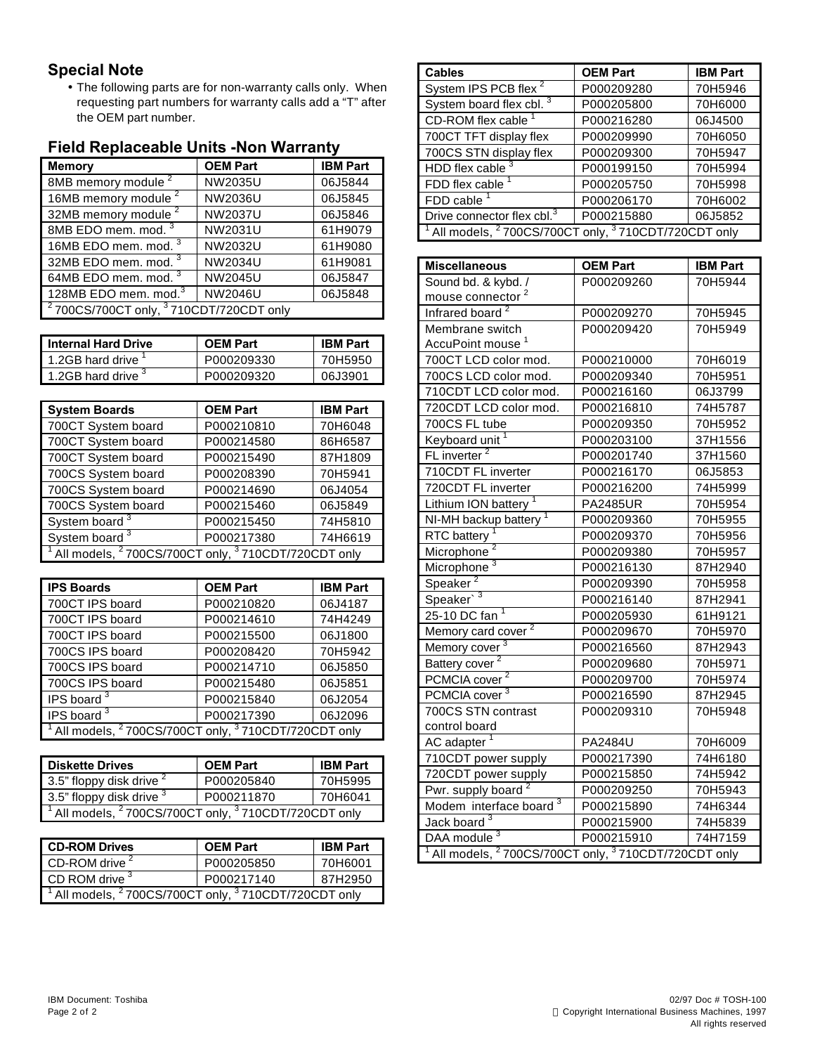## Special Note

- The following parts are for non-warranty calls only. When requesting part numbers for warranty calls add a "T" after the OEM part number.

## Field Replaceable Units -Non Warranty

| Memory | OEM Part | IBM Part |
|---|---|---|
| 8MB memory module [2] | NW2035U | 06J5844 |
| 16MB memory module [2] | NW2036U | 06J5845 |
| 32MB memory module [2] | NW2037U | 06J5846 |
| 8MB EDO mem. mod. [3] | NW2031U | 61H9079 |
| 16MB EDO mem. mod. [3] | NW2032U | 61H9080 |
| 32MB EDO mem. mod. [3] | NW2034U | 61H9081 |
| 64MB EDO mem. mod. [3] | NW2045U | 06J5847 |
| 128MB EDO mem. mod.[3] | NW2046U | 06J5848 |
| [2] 700CS/700CT only, [3] 710CDT/720CDT only | | |

| Internal Hard Drive | OEM Part | IBM Part |
|---|---|---|
| 1.2GB hard drive [1] | P000209330 | 70H5950 |
| 1.2GB hard drive [3] | P000209320 | 06J3901 |

| System Boards | OEM Part | IBM Part |
|---|---|---|
| 700CT System board | P000210810 | 70H6048 |
| 700CT System board | P000214580 | 86H6587 |
| 700CT System board | P000215490 | 87H1809 |
| 700CS System board | P000208390 | 70H5941 |
| 700CS System board | P000214690 | 06J4054 |
| 700CS System board | P000215460 | 06J5849 |
| System board [3] | P000215450 | 74H5810 |
| System board [3] | P000217380 | 74H6619 |
| [1] All models, [2] 700CS/700CT only, [3] 710CDT/720CDT only | | |

| IPS Boards | OEM Part | IBM Part |
|---|---|---|
| 700CT IPS board | P000210820 | 06J4187 |
| 700CT IPS board | P000214610 | 74H4249 |
| 700CT IPS board | P000215500 | 06J1800 |
| 700CS IPS board | P000208420 | 70H5942 |
| 700CS IPS board | P000214710 | 06J5850 |
| 700CS IPS board | P000215480 | 06J5851 |
| IPS board [3] | P000215840 | 06J2054 |
| IPS board [3] | P000217390 | 06J2096 |
| [1] All models, [2] 700CS/700CT only, [3] 710CDT/720CDT only | | |

| Diskette Drives | OEM Part | IBM Part |
|---|---|---|
| 3.5" floppy disk drive [2] | P000205840 | 70H5995 |
| 3.5" floppy disk drive [3] | P000211870 | 70H6041 |
| [1] All models, [2] 700CS/700CT only, [3] 710CDT/720CDT only | | |

| CD-ROM Drives | OEM Part | IBM Part |
|---|---|---|
| CD-ROM drive [2] | P000205850 | 70H6001 |
| CD ROM drive [3] | P000217140 | 87H2950 |
| [1] All models, [2] 700CS/700CT only, [3] 710CDT/720CDT only | | |

| Cables | OEM Part | IBM Part |
|---|---|---|
| System IPS PCB flex [2] | P000209280 | 70H5946 |
| System board flex cbl. [3] | P000205800 | 70H6000 |
| CD-ROM flex cable [1] | P000216280 | 06J4500 |
| 700CT TFT display flex | P000209990 | 70H6050 |
| 700CS STN display flex | P000209300 | 70H5947 |
| HDD flex cable [3] | P000199150 | 70H5994 |
| FDD flex cable [1] | P000205750 | 70H5998 |
| FDD cable [1] | P000206170 | 70H6002 |
| Drive connector flex cbl.[3] | P000215880 | 06J5852 |
| [1] All models, [2] 700CS/700CT only, [3] 710CDT/720CDT only | | |

| Miscellaneous | OEM Part | IBM Part |
|---|---|---|
| Sound bd. & kybd. / mouse connector [2] | P000209260 | 70H5944 |
| Infrared board [2] | P000209270 | 70H5945 |
| Membrane switch AccuPoint mouse [1] | P000209420 | 70H5949 |
| 700CT LCD color mod. | P000210000 | 70H6019 |
| 700CS LCD color mod. | P000209340 | 70H5951 |
| 710CDT LCD color mod. | P000216160 | 06J3799 |
| 720CDT LCD color mod. | P000216810 | 74H5787 |
| 700CS FL tube | P000209350 | 70H5952 |
| Keyboard unit [1] | P000203100 | 37H1556 |
| FL inverter [2] | P000201740 | 37H1560 |
| 710CDT FL inverter | P000216170 | 06J5853 |
| 720CDT FL inverter | P000216200 | 74H5999 |
| Lithium ION battery [1] | PA2485UR | 70H5954 |
| NI-MH backup battery [1] | P000209360 | 70H5955 |
| RTC battery [1] | P000209370 | 70H5956 |
| Microphone [2] | P000209380 | 70H5957 |
| Microphone [3] | P000216130 | 87H2940 |
| Speaker [2] | P000209390 | 70H5958 |
| Speaker` [3] | P000216140 | 87H2941 |
| 25-10 DC fan [1] | P000205930 | 61H9121 |
| Memory card cover [2] | P000209670 | 70H5970 |
| Memory cover [3] | P000216560 | 87H2943 |
| Battery cover [2] | P000209680 | 70H5971 |
| PCMCIA cover [2] | P000209700 | 70H5974 |
| PCMCIA cover [3] | P000216590 | 87H2945 |
| 700CS STN contrast control board | P000209310 | 70H5948 |
| AC adapter [1] | PA2484U | 70H6009 |
| 710CDT power supply | P000217390 | 74H6180 |
| 720CDT power supply | P000215850 | 74H5942 |
| Pwr. supply board [2] | P000209250 | 70H5943 |
| Modem interface board [3] | P000215890 | 74H6344 |
| Jack board [3] | P000215900 | 74H5839 |
| DAA module [3] | P000215910 | 74H7159 |
| [1] All models, [2] 700CS/700CT only, [3] 710CDT/720CDT only | | |

IBM Document: Toshiba

02/97 Doc # TOSH-100
© Copyright International Business Machines, 1997
All rights reserved